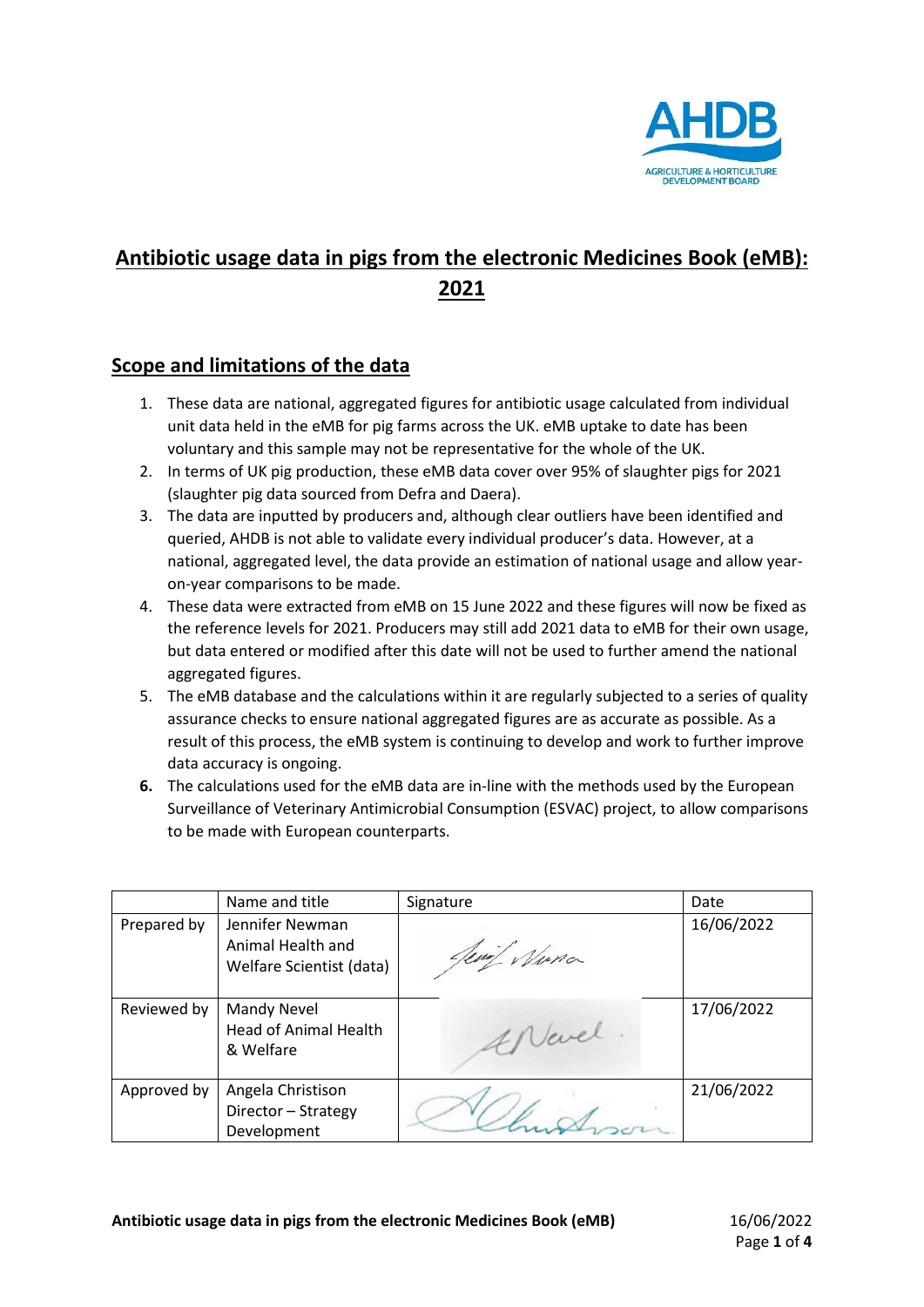AHDB
AGRICULTURE & HORTICULTURE DEVELOPMENT BOARD

# Antibiotic usage data in pigs from the electronic Medicines Book (eMB): 2021

## Scope and limitations of the data

1. These data are national, aggregated figures for antibiotic usage calculated from individual unit data held in the eMB for pig farms across the UK. eMB uptake to date has been voluntary and this sample may not be representative for the whole of the UK.
2. In terms of UK pig production, these eMB data cover over 95% of slaughter pigs for 2021 (slaughter pig data sourced from Defra and Daera).
3. The data are inputted by producers and, although clear outliers have been identified and queried, AHDB is not able to validate every individual producer's data. However, at a national, aggregated level, the data provide an estimation of national usage and allow year-on-year comparisons to be made.
4. These data were extracted from eMB on 15 June 2022 and these figures will now be fixed as the reference levels for 2021. Producers may still add 2021 data to eMB for their own usage, but data entered or modified after this date will not be used to further amend the national aggregated figures.
5. The eMB database and the calculations within it are regularly subjected to a series of quality assurance checks to ensure national aggregated figures are as accurate as possible. As a result of this process, the eMB system is continuing to develop and work to further improve data accuracy is ongoing.
6. The calculations used for the eMB data are in-line with the methods used by the European Surveillance of Veterinary Antimicrobial Consumption (ESVAC) project, to allow comparisons to be made with European counterparts.

| | Name and title | Signature | Date |
|---|---|---|---|
| Prepared by | Jennifer Newman Animal Health and Welfare Scientist (data) | | 16/06/2022 |
| Reviewed by | Mandy Nevel Head of Animal Health & Welfare | | 17/06/2022 |
| Approved by | Angela Christison Director – Strategy Development | | 21/06/2022 |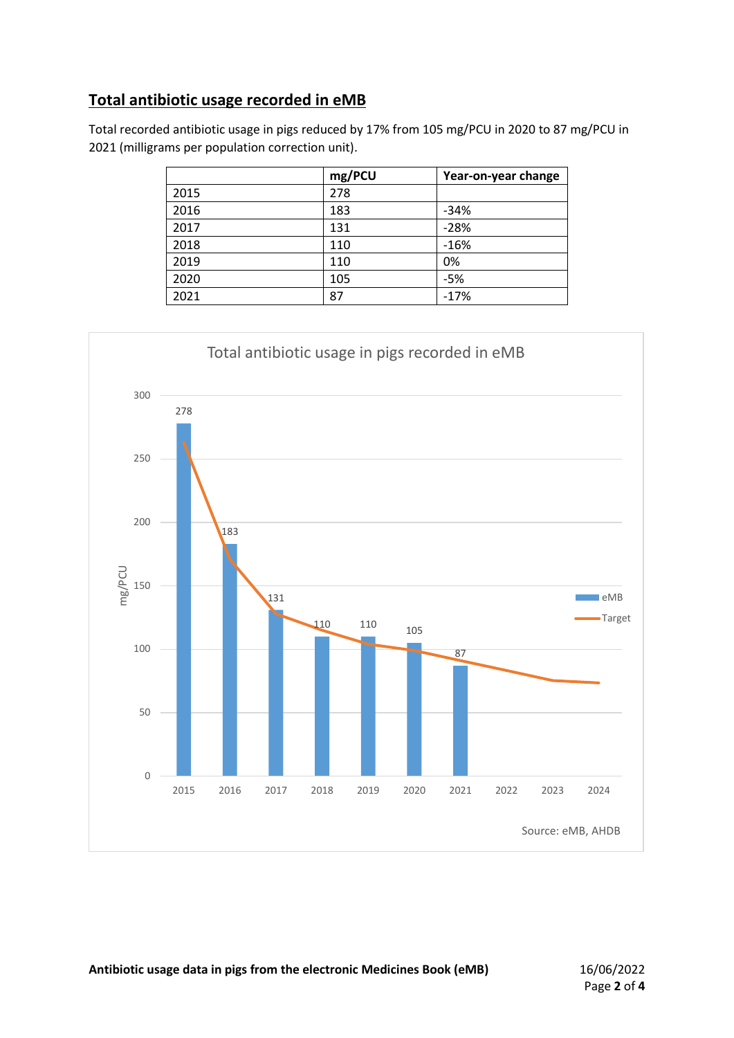## Total antibiotic usage recorded in eMB

Total recorded antibiotic usage in pigs reduced by 17% from 105 mg/PCU in 2020 to 87 mg/PCU in 2021 (milligrams per population correction unit).

| | mg/PCU | Year-on-year change |
|---|---|---|
| 2015 | 278 | |
| 2016 | 183 | -34% |
| 2017 | 131 | -28% |
| 2018 | 110 | -16% |
| 2019 | 110 | 0% |
| 2020 | 105 | -5% |
| 2021 | 87 | -17% |

Total antibiotic usage in pigs recorded in eMB

Source: eMB, AHDB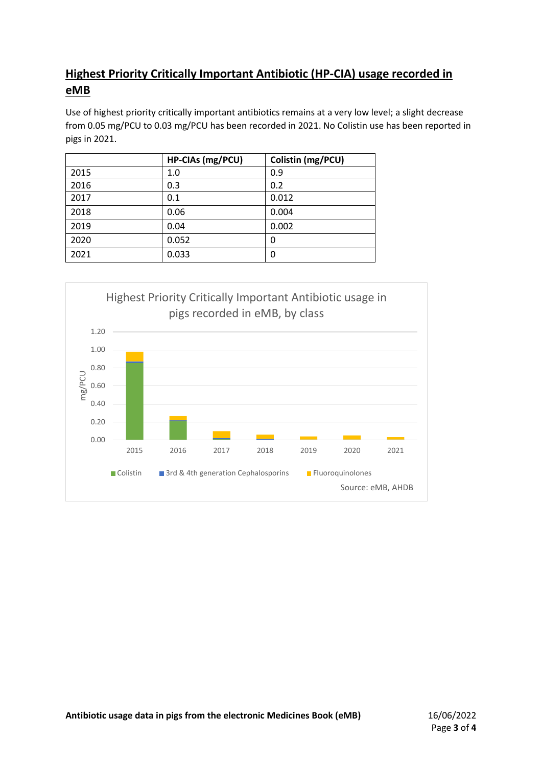## Highest Priority Critically Important Antibiotic (HP-CIA) usage recorded in eMB

Use of highest priority critically important antibiotics remains at a very low level; a slight decrease from 0.05 mg/PCU to 0.03 mg/PCU has been recorded in 2021. No Colistin use has been reported in pigs in 2021.

| | HP-CIAs (mg/PCU) | Colistin (mg/PCU) |
|---|---|---|
| 2015 | 1.0 | 0.9 |
| 2016 | 0.3 | 0.2 |
| 2017 | 0.1 | 0.012 |
| 2018 | 0.06 | 0.004 |
| 2019 | 0.04 | 0.002 |
| 2020 | 0.052 | 0 |
| 2021 | 0.033 | 0 |

Highest Priority Critically Important Antibiotic usage in pigs recorded in eMB, by class

Colistin, 3rd & 4th generation Cephalosporins, Fluoroquinolones

Source: eMB, AHDB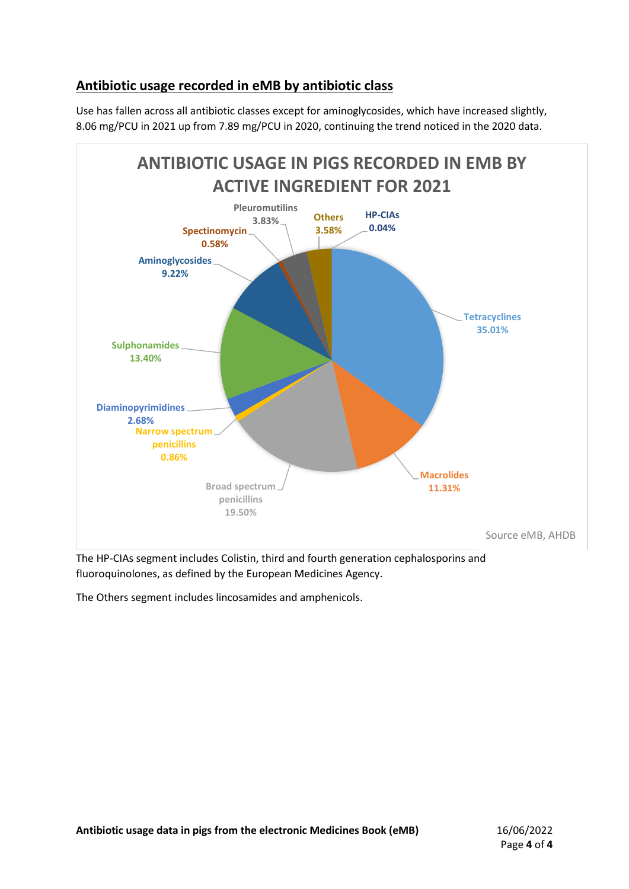## Antibiotic usage recorded in eMB by antibiotic class

Use has fallen across all antibiotic classes except for aminoglycosides, which have increased slightly, 8.06 mg/PCU in 2021 up from 7.89 mg/PCU in 2020, continuing the trend noticed in the 2020 data.

ANTIBIOTIC USAGE IN PIGS RECORDED IN EMB BY ACTIVE INGREDIENT FOR 2021

Tetracyclines 35.01%
Macrolides 11.31%
Broad spectrum penicillins 19.50%
Narrow spectrum penicillins 0.86%
Diaminopyrimidines 2.68%
Sulphonamides 13.40%
Aminoglycosides 9.22%
Spectinomycin 0.58%
Pleuromutilins 3.83%
Others 3.58%
HP-CIAs 0.04%

Source eMB, AHDB

The HP-CIAs segment includes Colistin, third and fourth generation cephalosporins and fluoroquinolones, as defined by the European Medicines Agency.

The Others segment includes lincosamides and amphenicols.